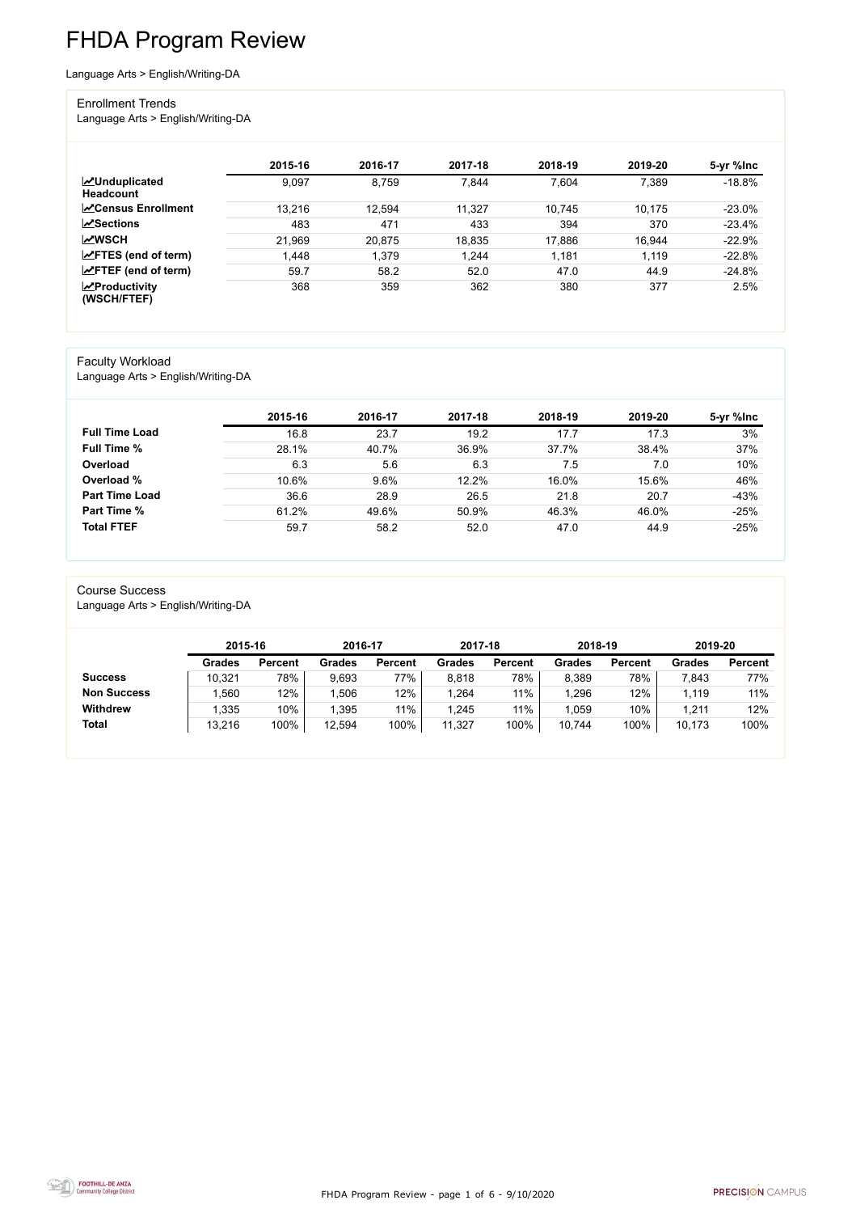# FHDA Program Review

Language Arts > English/Writing-DA

## Enrollment Trends

Language Arts > English/Writing-DA

| | 2015-16 | 2016-17 | 2017-18 | 2018-19 | 2019-20 | 5-yr %Inc |
|---|---|---|---|---|---|---|
| **Unduplicated Headcount** | 9,097 | 8,759 | 7,844 | 7,604 | 7,389 | -18.8% |
| **Census Enrollment** | 13,216 | 12,594 | 11,327 | 10,745 | 10,175 | -23.0% |
| **Sections** | 483 | 471 | 433 | 394 | 370 | -23.4% |
| **WSCH** | 21,969 | 20,875 | 18,835 | 17,886 | 16,944 | -22.9% |
| **FTES (end of term)** | 1,448 | 1,379 | 1,244 | 1,181 | 1,119 | -22.8% |
| **FTEF (end of term)** | 59.7 | 58.2 | 52.0 | 47.0 | 44.9 | -24.8% |
| **Productivity (WSCH/FTEF)** | 368 | 359 | 362 | 380 | 377 | 2.5% |

## Faculty Workload

Language Arts > English/Writing-DA

| | 2015-16 | 2016-17 | 2017-18 | 2018-19 | 2019-20 | 5-yr %Inc |
|---|---|---|---|---|---|---|
| **Full Time Load** | 16.8 | 23.7 | 19.2 | 17.7 | 17.3 | 3% |
| **Full Time %** | 28.1% | 40.7% | 36.9% | 37.7% | 38.4% | 37% |
| **Overload** | 6.3 | 5.6 | 6.3 | 7.5 | 7.0 | 10% |
| **Overload %** | 10.6% | 9.6% | 12.2% | 16.0% | 15.6% | 46% |
| **Part Time Load** | 36.6 | 28.9 | 26.5 | 21.8 | 20.7 | -43% |
| **Part Time %** | 61.2% | 49.6% | 50.9% | 46.3% | 46.0% | -25% |
| **Total FTEF** | 59.7 | 58.2 | 52.0 | 47.0 | 44.9 | -25% |

## Course Success

Language Arts > English/Writing-DA

| | 2015-16 | | 2016-17 | | 2017-18 | | 2018-19 | | 2019-20 | |
|---|---|---|---|---|---|---|---|---|---|---|
| | **Grades** | **Percent** | **Grades** | **Percent** | **Grades** | **Percent** | **Grades** | **Percent** | **Grades** | **Percent** |
| **Success** | 10,321 | 78% | 9,693 | 77% | 8,818 | 78% | 8,389 | 78% | 7,843 | 77% |
| **Non Success** | 1,560 | 12% | 1,506 | 12% | 1,264 | 11% | 1,296 | 12% | 1,119 | 11% |
| **Withdrew** | 1,335 | 10% | 1,395 | 11% | 1,245 | 11% | 1,059 | 10% | 1,211 | 12% |
| **Total** | 13,216 | 100% | 12,594 | 100% | 11,327 | 100% | 10,744 | 100% | 10,173 | 100% |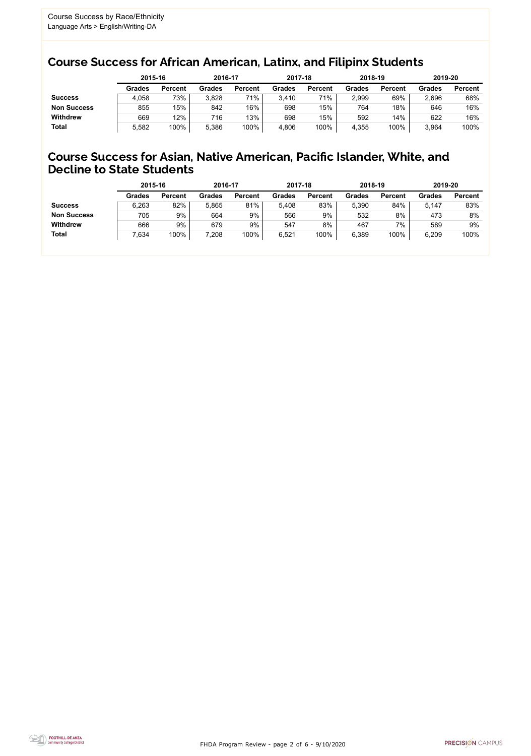Course Success by Race/Ethnicity
Language Arts > English/Writing-DA

## Course Success for African American, Latinx, and Filipinx Students

| | 2015-16 | | 2016-17 | | 2017-18 | | 2018-19 | | 2019-20 | |
|---|---|---|---|---|---|---|---|---|---|---|
| | **Grades** | **Percent** | **Grades** | **Percent** | **Grades** | **Percent** | **Grades** | **Percent** | **Grades** | **Percent** |
| **Success** | 4,058 | 73% | 3,828 | 71% | 3,410 | 71% | 2,999 | 69% | 2,696 | 68% |
| **Non Success** | 855 | 15% | 842 | 16% | 698 | 15% | 764 | 18% | 646 | 16% |
| **Withdrew** | 669 | 12% | 716 | 13% | 698 | 15% | 592 | 14% | 622 | 16% |
| **Total** | 5,582 | 100% | 5,386 | 100% | 4,806 | 100% | 4,355 | 100% | 3,964 | 100% |

## Course Success for Asian, Native American, Pacific Islander, White, and Decline to State Students

| | 2015-16 | | 2016-17 | | 2017-18 | | 2018-19 | | 2019-20 | |
|---|---|---|---|---|---|---|---|---|---|---|
| | **Grades** | **Percent** | **Grades** | **Percent** | **Grades** | **Percent** | **Grades** | **Percent** | **Grades** | **Percent** |
| **Success** | 6,263 | 82% | 5,865 | 81% | 5,408 | 83% | 5,390 | 84% | 5,147 | 83% |
| **Non Success** | 705 | 9% | 664 | 9% | 566 | 9% | 532 | 8% | 473 | 8% |
| **Withdrew** | 666 | 9% | 679 | 9% | 547 | 8% | 467 | 7% | 589 | 9% |
| **Total** | 7,634 | 100% | 7,208 | 100% | 6,521 | 100% | 6,389 | 100% | 6,209 | 100% |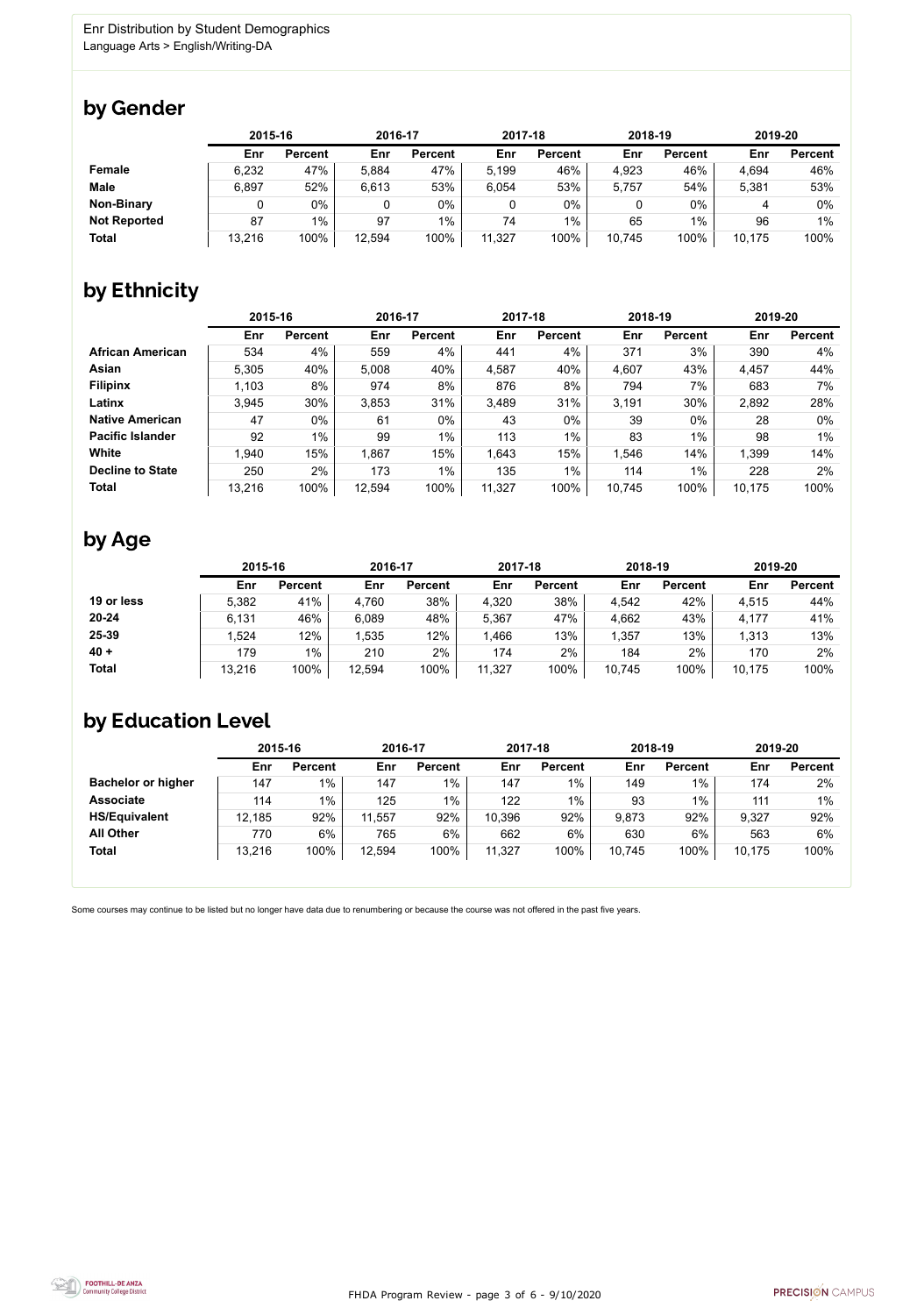Enr Distribution by Student Demographics
Language Arts > English/Writing-DA

## by Gender

| | 2015-16 | | 2016-17 | | 2017-18 | | 2018-19 | | 2019-20 | |
|---|---|---|---|---|---|---|---|---|---|---|
| | Enr | Percent | Enr | Percent | Enr | Percent | Enr | Percent | Enr | Percent |
| **Female** | 6,232 | 47% | 5,884 | 47% | 5,199 | 46% | 4,923 | 46% | 4,694 | 46% |
| **Male** | 6,897 | 52% | 6,613 | 53% | 6,054 | 53% | 5,757 | 54% | 5,381 | 53% |
| **Non-Binary** | 0 | 0% | 0 | 0% | 0 | 0% | 0 | 0% | 4 | 0% |
| **Not Reported** | 87 | 1% | 97 | 1% | 74 | 1% | 65 | 1% | 96 | 1% |
| **Total** | 13,216 | 100% | 12,594 | 100% | 11,327 | 100% | 10,745 | 100% | 10,175 | 100% |

## by Ethnicity

| | 2015-16 | | 2016-17 | | 2017-18 | | 2018-19 | | 2019-20 | |
|---|---|---|---|---|---|---|---|---|---|---|
| | Enr | Percent | Enr | Percent | Enr | Percent | Enr | Percent | Enr | Percent |
| **African American** | 534 | 4% | 559 | 4% | 441 | 4% | 371 | 3% | 390 | 4% |
| **Asian** | 5,305 | 40% | 5,008 | 40% | 4,587 | 40% | 4,607 | 43% | 4,457 | 44% |
| **Filipinx** | 1,103 | 8% | 974 | 8% | 876 | 8% | 794 | 7% | 683 | 7% |
| **Latinx** | 3,945 | 30% | 3,853 | 31% | 3,489 | 31% | 3,191 | 30% | 2,892 | 28% |
| **Native American** | 47 | 0% | 61 | 0% | 43 | 0% | 39 | 0% | 28 | 0% |
| **Pacific Islander** | 92 | 1% | 99 | 1% | 113 | 1% | 83 | 1% | 98 | 1% |
| **White** | 1,940 | 15% | 1,867 | 15% | 1,643 | 15% | 1,546 | 14% | 1,399 | 14% |
| **Decline to State** | 250 | 2% | 173 | 1% | 135 | 1% | 114 | 1% | 228 | 2% |
| **Total** | 13,216 | 100% | 12,594 | 100% | 11,327 | 100% | 10,745 | 100% | 10,175 | 100% |

## by Age

| | 2015-16 | | 2016-17 | | 2017-18 | | 2018-19 | | 2019-20 | |
|---|---|---|---|---|---|---|---|---|---|---|
| | Enr | Percent | Enr | Percent | Enr | Percent | Enr | Percent | Enr | Percent |
| **19 or less** | 5,382 | 41% | 4,760 | 38% | 4,320 | 38% | 4,542 | 42% | 4,515 | 44% |
| **20-24** | 6,131 | 46% | 6,089 | 48% | 5,367 | 47% | 4,662 | 43% | 4,177 | 41% |
| **25-39** | 1,524 | 12% | 1,535 | 12% | 1,466 | 13% | 1,357 | 13% | 1,313 | 13% |
| **40 +** | 179 | 1% | 210 | 2% | 174 | 2% | 184 | 2% | 170 | 2% |
| **Total** | 13,216 | 100% | 12,594 | 100% | 11,327 | 100% | 10,745 | 100% | 10,175 | 100% |

## by Education Level

| | 2015-16 | | 2016-17 | | 2017-18 | | 2018-19 | | 2019-20 | |
|---|---|---|---|---|---|---|---|---|---|---|
| | Enr | Percent | Enr | Percent | Enr | Percent | Enr | Percent | Enr | Percent |
| **Bachelor or higher** | 147 | 1% | 147 | 1% | 147 | 1% | 149 | 1% | 174 | 2% |
| **Associate** | 114 | 1% | 125 | 1% | 122 | 1% | 93 | 1% | 111 | 1% |
| **HS/Equivalent** | 12,185 | 92% | 11,557 | 92% | 10,396 | 92% | 9,873 | 92% | 9,327 | 92% |
| **All Other** | 770 | 6% | 765 | 6% | 662 | 6% | 630 | 6% | 563 | 6% |
| **Total** | 13,216 | 100% | 12,594 | 100% | 11,327 | 100% | 10,745 | 100% | 10,175 | 100% |

Some courses may continue to be listed but no longer have data due to renumbering or because the course was not offered in the past five years.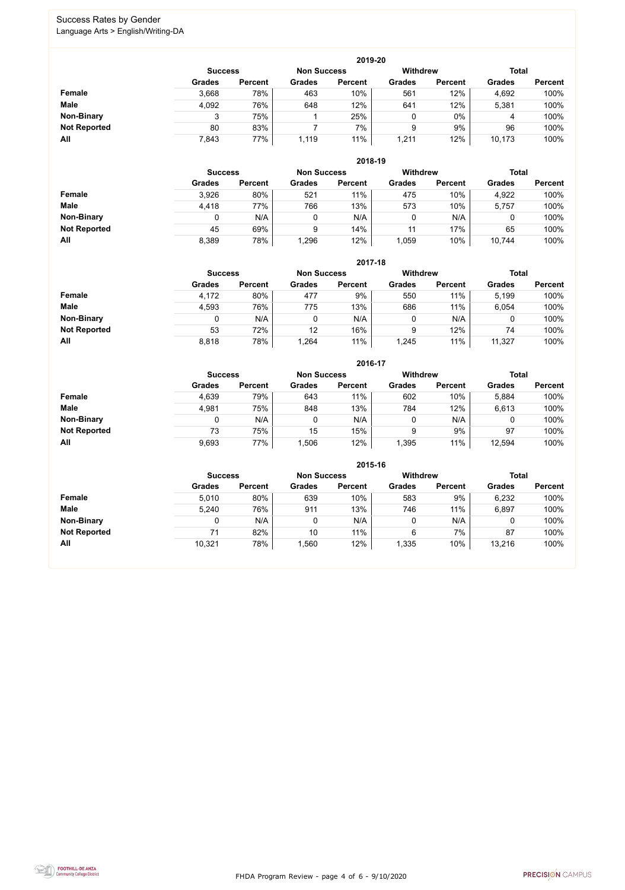# Success Rates by Gender

Language Arts > English/Writing-DA

## 2019-20

| | Success | | Non Success | | Withdrew | | Total | |
|---|---|---|---|---|---|---|---|---|
| | Grades | Percent | Grades | Percent | Grades | Percent | Grades | Percent |
| **Female** | 3,668 | 78% | 463 | 10% | 561 | 12% | 4,692 | 100% |
| **Male** | 4,092 | 76% | 648 | 12% | 641 | 12% | 5,381 | 100% |
| **Non-Binary** | 3 | 75% | 1 | 25% | 0 | 0% | 4 | 100% |
| **Not Reported** | 80 | 83% | 7 | 7% | 9 | 9% | 96 | 100% |
| **All** | 7,843 | 77% | 1,119 | 11% | 1,211 | 12% | 10,173 | 100% |

## 2018-19

| | Success | | Non Success | | Withdrew | | Total | |
|---|---|---|---|---|---|---|---|---|
| | Grades | Percent | Grades | Percent | Grades | Percent | Grades | Percent |
| **Female** | 3,926 | 80% | 521 | 11% | 475 | 10% | 4,922 | 100% |
| **Male** | 4,418 | 77% | 766 | 13% | 573 | 10% | 5,757 | 100% |
| **Non-Binary** | 0 | N/A | 0 | N/A | 0 | N/A | 0 | 100% |
| **Not Reported** | 45 | 69% | 9 | 14% | 11 | 17% | 65 | 100% |
| **All** | 8,389 | 78% | 1,296 | 12% | 1,059 | 10% | 10,744 | 100% |

## 2017-18

| | Success | | Non Success | | Withdrew | | Total | |
|---|---|---|---|---|---|---|---|---|
| | Grades | Percent | Grades | Percent | Grades | Percent | Grades | Percent |
| **Female** | 4,172 | 80% | 477 | 9% | 550 | 11% | 5,199 | 100% |
| **Male** | 4,593 | 76% | 775 | 13% | 686 | 11% | 6,054 | 100% |
| **Non-Binary** | 0 | N/A | 0 | N/A | 0 | N/A | 0 | 100% |
| **Not Reported** | 53 | 72% | 12 | 16% | 9 | 12% | 74 | 100% |
| **All** | 8,818 | 78% | 1,264 | 11% | 1,245 | 11% | 11,327 | 100% |

## 2016-17

| | Success | | Non Success | | Withdrew | | Total | |
|---|---|---|---|---|---|---|---|---|
| | Grades | Percent | Grades | Percent | Grades | Percent | Grades | Percent |
| **Female** | 4,639 | 79% | 643 | 11% | 602 | 10% | 5,884 | 100% |
| **Male** | 4,981 | 75% | 848 | 13% | 784 | 12% | 6,613 | 100% |
| **Non-Binary** | 0 | N/A | 0 | N/A | 0 | N/A | 0 | 100% |
| **Not Reported** | 73 | 75% | 15 | 15% | 9 | 9% | 97 | 100% |
| **All** | 9,693 | 77% | 1,506 | 12% | 1,395 | 11% | 12,594 | 100% |

## 2015-16

| | Success | | Non Success | | Withdrew | | Total | |
|---|---|---|---|---|---|---|---|---|
| | Grades | Percent | Grades | Percent | Grades | Percent | Grades | Percent |
| **Female** | 5,010 | 80% | 639 | 10% | 583 | 9% | 6,232 | 100% |
| **Male** | 5,240 | 76% | 911 | 13% | 746 | 11% | 6,897 | 100% |
| **Non-Binary** | 0 | N/A | 0 | N/A | 0 | N/A | 0 | 100% |
| **Not Reported** | 71 | 82% | 10 | 11% | 6 | 7% | 87 | 100% |
| **All** | 10,321 | 78% | 1,560 | 12% | 1,335 | 10% | 13,216 | 100% |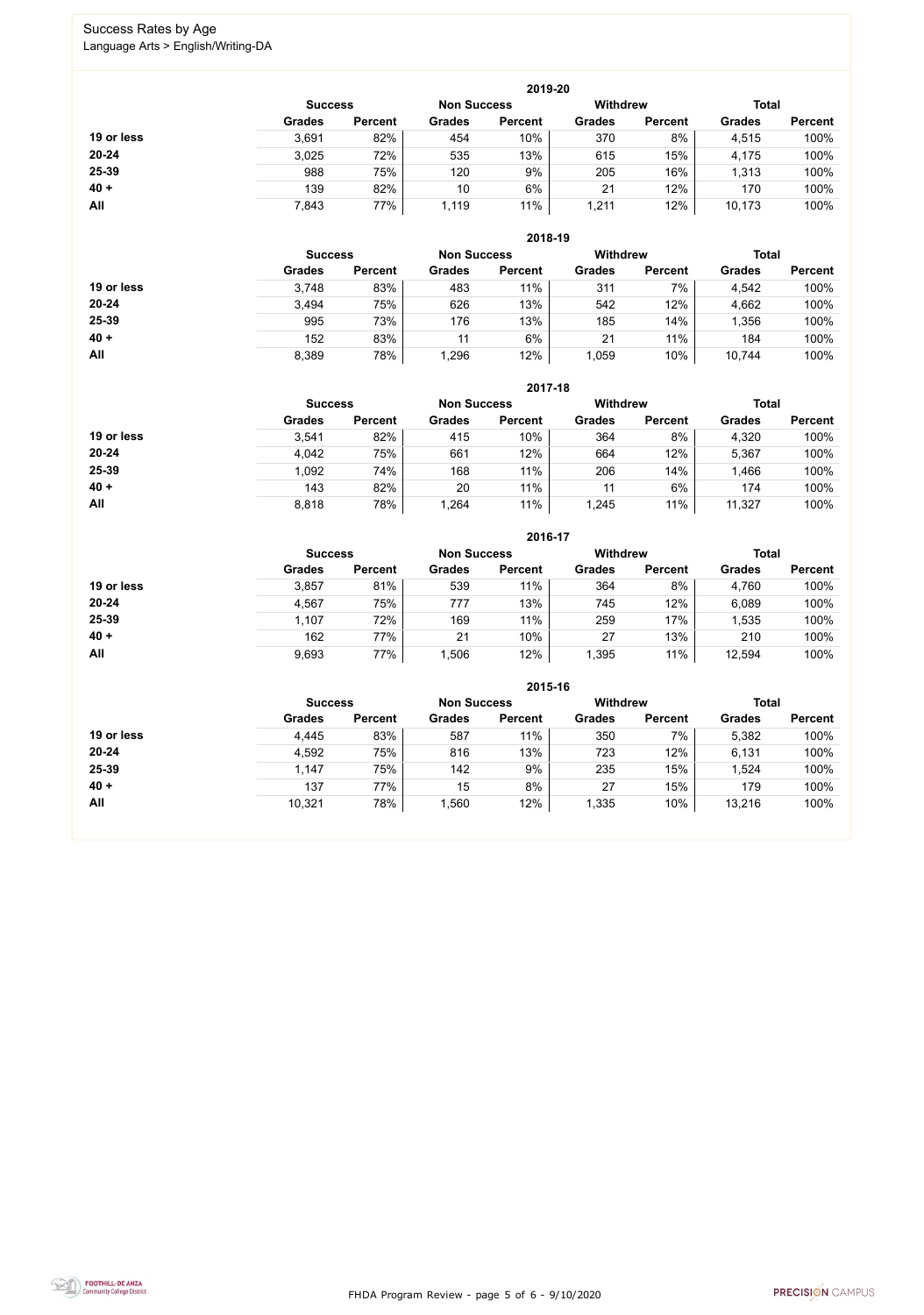Success Rates by Age
Language Arts > English/Writing-DA

**2019-20**

| | Success | | Non Success | | Withdrew | | Total | |
|---|---|---|---|---|---|---|---|---|
| | Grades | Percent | Grades | Percent | Grades | Percent | Grades | Percent |
| **19 or less** | 3,691 | 82% | 454 | 10% | 370 | 8% | 4,515 | 100% |
| **20-24** | 3,025 | 72% | 535 | 13% | 615 | 15% | 4,175 | 100% |
| **25-39** | 988 | 75% | 120 | 9% | 205 | 16% | 1,313 | 100% |
| **40 +** | 139 | 82% | 10 | 6% | 21 | 12% | 170 | 100% |
| **All** | 7,843 | 77% | 1,119 | 11% | 1,211 | 12% | 10,173 | 100% |

**2018-19**

| | Success | | Non Success | | Withdrew | | Total | |
|---|---|---|---|---|---|---|---|---|
| | Grades | Percent | Grades | Percent | Grades | Percent | Grades | Percent |
| **19 or less** | 3,748 | 83% | 483 | 11% | 311 | 7% | 4,542 | 100% |
| **20-24** | 3,494 | 75% | 626 | 13% | 542 | 12% | 4,662 | 100% |
| **25-39** | 995 | 73% | 176 | 13% | 185 | 14% | 1,356 | 100% |
| **40 +** | 152 | 83% | 11 | 6% | 21 | 11% | 184 | 100% |
| **All** | 8,389 | 78% | 1,296 | 12% | 1,059 | 10% | 10,744 | 100% |

**2017-18**

| | Success | | Non Success | | Withdrew | | Total | |
|---|---|---|---|---|---|---|---|---|
| | Grades | Percent | Grades | Percent | Grades | Percent | Grades | Percent |
| **19 or less** | 3,541 | 82% | 415 | 10% | 364 | 8% | 4,320 | 100% |
| **20-24** | 4,042 | 75% | 661 | 12% | 664 | 12% | 5,367 | 100% |
| **25-39** | 1,092 | 74% | 168 | 11% | 206 | 14% | 1,466 | 100% |
| **40 +** | 143 | 82% | 20 | 11% | 11 | 6% | 174 | 100% |
| **All** | 8,818 | 78% | 1,264 | 11% | 1,245 | 11% | 11,327 | 100% |

**2016-17**

| | Success | | Non Success | | Withdrew | | Total | |
|---|---|---|---|---|---|---|---|---|
| | Grades | Percent | Grades | Percent | Grades | Percent | Grades | Percent |
| **19 or less** | 3,857 | 81% | 539 | 11% | 364 | 8% | 4,760 | 100% |
| **20-24** | 4,567 | 75% | 777 | 13% | 745 | 12% | 6,089 | 100% |
| **25-39** | 1,107 | 72% | 169 | 11% | 259 | 17% | 1,535 | 100% |
| **40 +** | 162 | 77% | 21 | 10% | 27 | 13% | 210 | 100% |
| **All** | 9,693 | 77% | 1,506 | 12% | 1,395 | 11% | 12,594 | 100% |

**2015-16**

| | Success | | Non Success | | Withdrew | | Total | |
|---|---|---|---|---|---|---|---|---|
| | Grades | Percent | Grades | Percent | Grades | Percent | Grades | Percent |
| **19 or less** | 4,445 | 83% | 587 | 11% | 350 | 7% | 5,382 | 100% |
| **20-24** | 4,592 | 75% | 816 | 13% | 723 | 12% | 6,131 | 100% |
| **25-39** | 1,147 | 75% | 142 | 9% | 235 | 15% | 1,524 | 100% |
| **40 +** | 137 | 77% | 15 | 8% | 27 | 15% | 179 | 100% |
| **All** | 10,321 | 78% | 1,560 | 12% | 1,335 | 10% | 13,216 | 100% |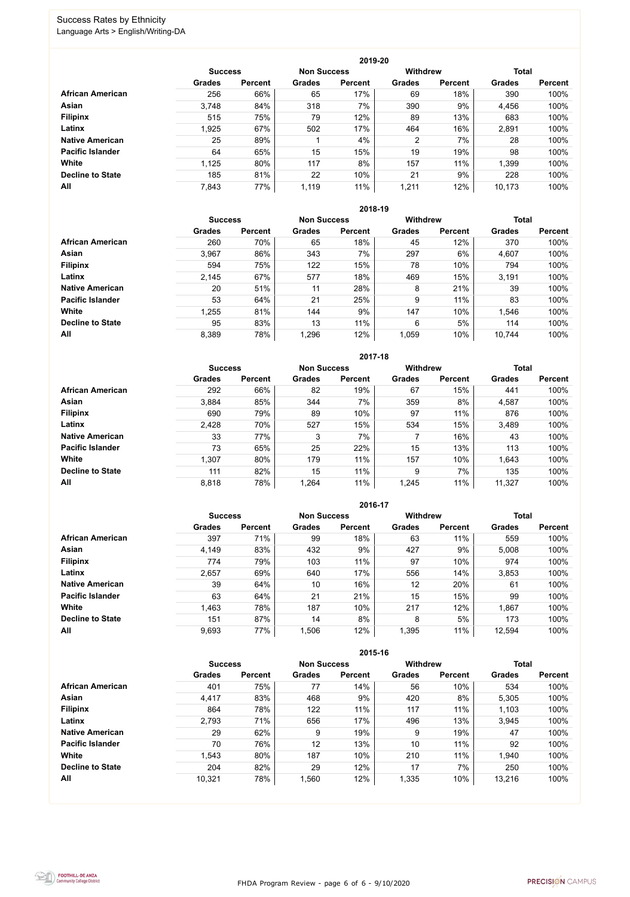# Success Rates by Ethnicity

Language Arts > English/Writing-DA

| 2019-20 | Success | | Non Success | | Withdrew | | Total | |
|---|---|---|---|---|---|---|---|---|
| | Grades | Percent | Grades | Percent | Grades | Percent | Grades | Percent |
| African American | 256 | 66% | 65 | 17% | 69 | 18% | 390 | 100% |
| Asian | 3,748 | 84% | 318 | 7% | 390 | 9% | 4,456 | 100% |
| Filipinx | 515 | 75% | 79 | 12% | 89 | 13% | 683 | 100% |
| Latinx | 1,925 | 67% | 502 | 17% | 464 | 16% | 2,891 | 100% |
| Native American | 25 | 89% | 1 | 4% | 2 | 7% | 28 | 100% |
| Pacific Islander | 64 | 65% | 15 | 15% | 19 | 19% | 98 | 100% |
| White | 1,125 | 80% | 117 | 8% | 157 | 11% | 1,399 | 100% |
| Decline to State | 185 | 81% | 22 | 10% | 21 | 9% | 228 | 100% |
| All | 7,843 | 77% | 1,119 | 11% | 1,211 | 12% | 10,173 | 100% |

| 2018-19 | Success | | Non Success | | Withdrew | | Total | |
|---|---|---|---|---|---|---|---|---|
| | Grades | Percent | Grades | Percent | Grades | Percent | Grades | Percent |
| African American | 260 | 70% | 65 | 18% | 45 | 12% | 370 | 100% |
| Asian | 3,967 | 86% | 343 | 7% | 297 | 6% | 4,607 | 100% |
| Filipinx | 594 | 75% | 122 | 15% | 78 | 10% | 794 | 100% |
| Latinx | 2,145 | 67% | 577 | 18% | 469 | 15% | 3,191 | 100% |
| Native American | 20 | 51% | 11 | 28% | 8 | 21% | 39 | 100% |
| Pacific Islander | 53 | 64% | 21 | 25% | 9 | 11% | 83 | 100% |
| White | 1,255 | 81% | 144 | 9% | 147 | 10% | 1,546 | 100% |
| Decline to State | 95 | 83% | 13 | 11% | 6 | 5% | 114 | 100% |
| All | 8,389 | 78% | 1,296 | 12% | 1,059 | 10% | 10,744 | 100% |

| 2017-18 | Success | | Non Success | | Withdrew | | Total | |
|---|---|---|---|---|---|---|---|---|
| | Grades | Percent | Grades | Percent | Grades | Percent | Grades | Percent |
| African American | 292 | 66% | 82 | 19% | 67 | 15% | 441 | 100% |
| Asian | 3,884 | 85% | 344 | 7% | 359 | 8% | 4,587 | 100% |
| Filipinx | 690 | 79% | 89 | 10% | 97 | 11% | 876 | 100% |
| Latinx | 2,428 | 70% | 527 | 15% | 534 | 15% | 3,489 | 100% |
| Native American | 33 | 77% | 3 | 7% | 7 | 16% | 43 | 100% |
| Pacific Islander | 73 | 65% | 25 | 22% | 15 | 13% | 113 | 100% |
| White | 1,307 | 80% | 179 | 11% | 157 | 10% | 1,643 | 100% |
| Decline to State | 111 | 82% | 15 | 11% | 9 | 7% | 135 | 100% |
| All | 8,818 | 78% | 1,264 | 11% | 1,245 | 11% | 11,327 | 100% |

| 2016-17 | Success | | Non Success | | Withdrew | | Total | |
|---|---|---|---|---|---|---|---|---|
| | Grades | Percent | Grades | Percent | Grades | Percent | Grades | Percent |
| African American | 397 | 71% | 99 | 18% | 63 | 11% | 559 | 100% |
| Asian | 4,149 | 83% | 432 | 9% | 427 | 9% | 5,008 | 100% |
| Filipinx | 774 | 79% | 103 | 11% | 97 | 10% | 974 | 100% |
| Latinx | 2,657 | 69% | 640 | 17% | 556 | 14% | 3,853 | 100% |
| Native American | 39 | 64% | 10 | 16% | 12 | 20% | 61 | 100% |
| Pacific Islander | 63 | 64% | 21 | 21% | 15 | 15% | 99 | 100% |
| White | 1,463 | 78% | 187 | 10% | 217 | 12% | 1,867 | 100% |
| Decline to State | 151 | 87% | 14 | 8% | 8 | 5% | 173 | 100% |
| All | 9,693 | 77% | 1,506 | 12% | 1,395 | 11% | 12,594 | 100% |

| 2015-16 | Success | | Non Success | | Withdrew | | Total | |
|---|---|---|---|---|---|---|---|---|
| | Grades | Percent | Grades | Percent | Grades | Percent | Grades | Percent |
| African American | 401 | 75% | 77 | 14% | 56 | 10% | 534 | 100% |
| Asian | 4,417 | 83% | 468 | 9% | 420 | 8% | 5,305 | 100% |
| Filipinx | 864 | 78% | 122 | 11% | 117 | 11% | 1,103 | 100% |
| Latinx | 2,793 | 71% | 656 | 17% | 496 | 13% | 3,945 | 100% |
| Native American | 29 | 62% | 9 | 19% | 9 | 19% | 47 | 100% |
| Pacific Islander | 70 | 76% | 12 | 13% | 10 | 11% | 92 | 100% |
| White | 1,543 | 80% | 187 | 10% | 210 | 11% | 1,940 | 100% |
| Decline to State | 204 | 82% | 29 | 12% | 17 | 7% | 250 | 100% |
| All | 10,321 | 78% | 1,560 | 12% | 1,335 | 10% | 13,216 | 100% |